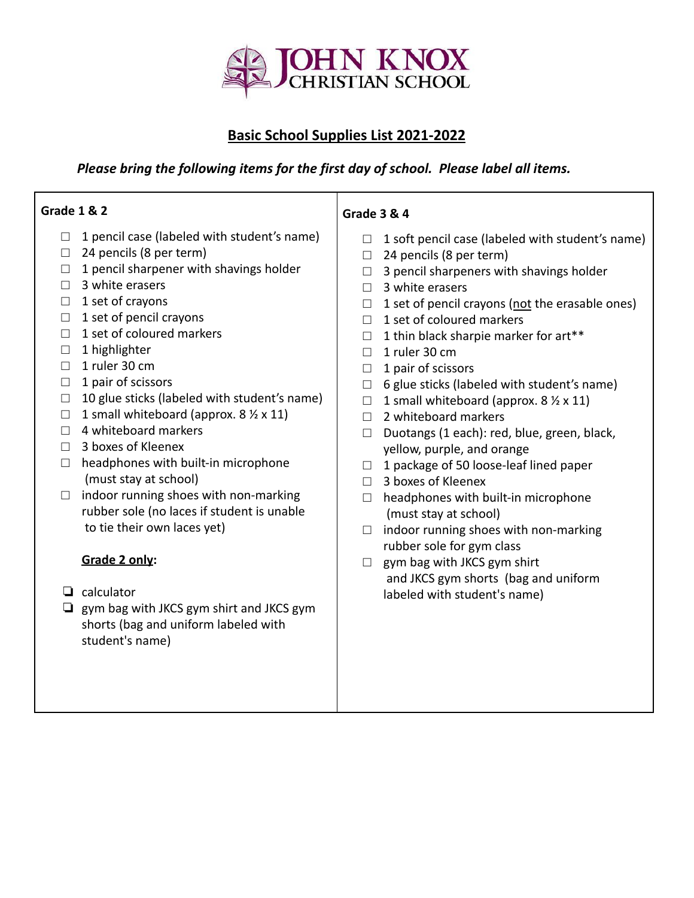# JOHN KNOX CHRISTIAN SCHOOL

## Basic School Supplies List 2021-2022

***Please bring the following items for the first day of school. Please label all items.***

### Grade 1 & 2

- ☐ 1 pencil case (labeled with student's name)
- ☐ 24 pencils (8 per term)
- ☐ 1 pencil sharpener with shavings holder
- ☐ 3 white erasers
- ☐ 1 set of crayons
- ☐ 1 set of pencil crayons
- ☐ 1 set of coloured markers
- ☐ 1 highlighter
- ☐ 1 ruler 30 cm
- ☐ 1 pair of scissors
- ☐ 10 glue sticks (labeled with student's name)
- ☐ 1 small whiteboard (approx. 8 ½ x 11)
- ☐ 4 whiteboard markers
- ☐ 3 boxes of Kleenex
- ☐ headphones with built-in microphone (must stay at school)
- ☐ indoor running shoes with non-marking rubber sole (no laces if student is unable to tie their own laces yet)

**Grade 2 only:**

- ❏ calculator
- ❏ gym bag with JKCS gym shirt and JKCS gym shorts (bag and uniform labeled with student's name)

### Grade 3 & 4

- ☐ 1 soft pencil case (labeled with student's name)
- ☐ 24 pencils (8 per term)
- ☐ 3 pencil sharpeners with shavings holder
- ☐ 3 white erasers
- ☐ 1 set of pencil crayons (not the erasable ones)
- ☐ 1 set of coloured markers
- ☐ 1 thin black sharpie marker for art**
- ☐ 1 ruler 30 cm
- ☐ 1 pair of scissors
- ☐ 6 glue sticks (labeled with student's name)
- ☐ 1 small whiteboard (approx. 8 ½ x 11)
- ☐ 2 whiteboard markers
- ☐ Duotangs (1 each): red, blue, green, black, yellow, purple, and orange
- ☐ 1 package of 50 loose-leaf lined paper
- ☐ 3 boxes of Kleenex
- ☐ headphones with built-in microphone (must stay at school)
- ☐ indoor running shoes with non-marking rubber sole for gym class
- ☐ gym bag with JKCS gym shirt and JKCS gym shorts (bag and uniform labeled with student's name)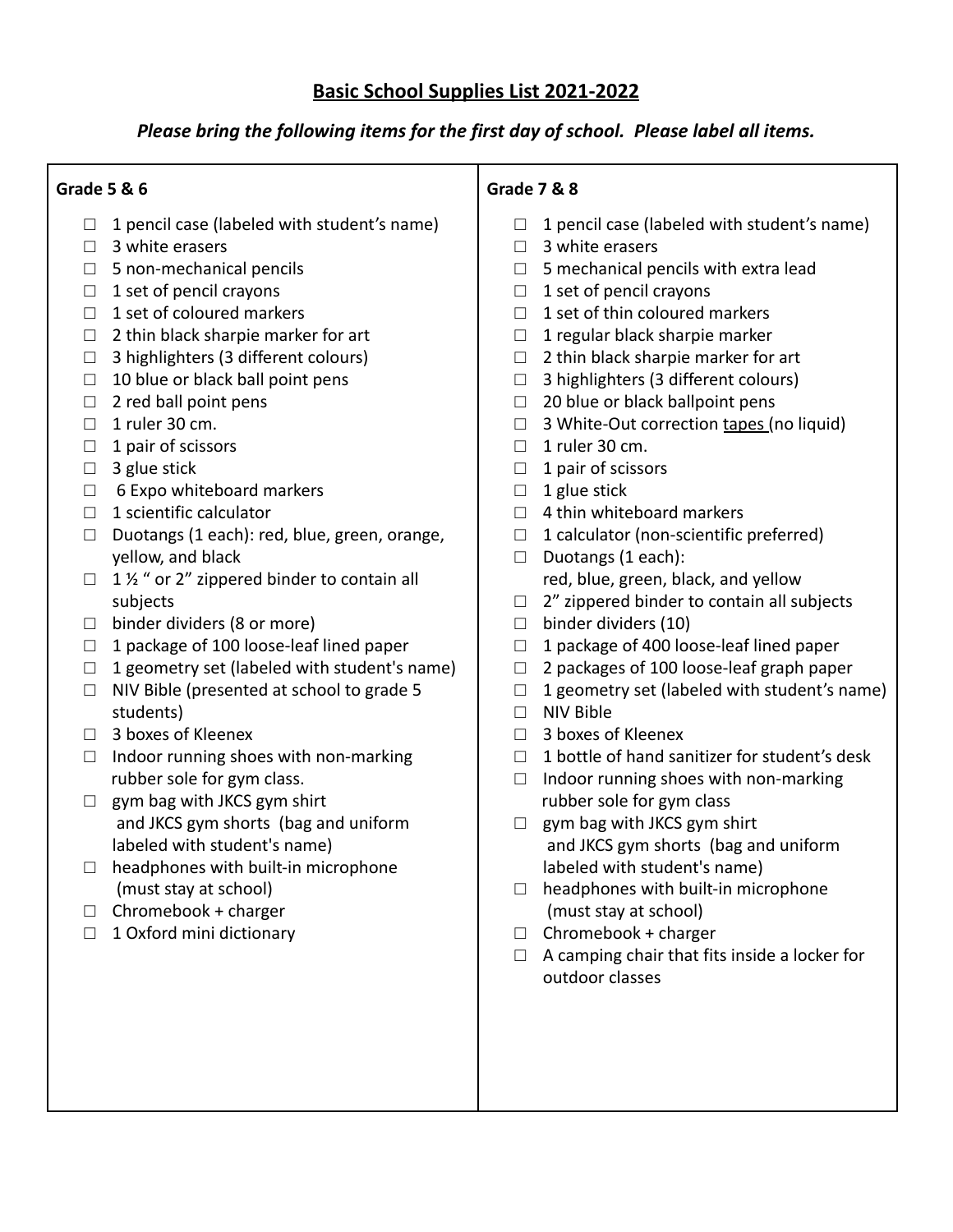# Basic School Supplies List 2021-2022

***Please bring the following items for the first day of school. Please label all items.***

## Grade 5 & 6

- ☐ 1 pencil case (labeled with student's name)
- ☐ 3 white erasers
- ☐ 5 non-mechanical pencils
- ☐ 1 set of pencil crayons
- ☐ 1 set of coloured markers
- ☐ 2 thin black sharpie marker for art
- ☐ 3 highlighters (3 different colours)
- ☐ 10 blue or black ball point pens
- ☐ 2 red ball point pens
- ☐ 1 ruler 30 cm.
- ☐ 1 pair of scissors
- ☐ 3 glue stick
- ☐ 6 Expo whiteboard markers
- ☐ 1 scientific calculator
- ☐ Duotangs (1 each): red, blue, green, orange, yellow, and black
- ☐ 1 ½ " or 2" zippered binder to contain all subjects
- ☐ binder dividers (8 or more)
- ☐ 1 package of 100 loose-leaf lined paper
- ☐ 1 geometry set (labeled with student's name)
- ☐ NIV Bible (presented at school to grade 5 students)
- ☐ 3 boxes of Kleenex
- ☐ Indoor running shoes with non-marking rubber sole for gym class.
- ☐ gym bag with JKCS gym shirt and JKCS gym shorts (bag and uniform labeled with student's name)
- ☐ headphones with built-in microphone (must stay at school)
- ☐ Chromebook + charger
- ☐ 1 Oxford mini dictionary

## Grade 7 & 8

- ☐ 1 pencil case (labeled with student's name)
- ☐ 3 white erasers
- ☐ 5 mechanical pencils with extra lead
- ☐ 1 set of pencil crayons
- ☐ 1 set of thin coloured markers
- ☐ 1 regular black sharpie marker
- ☐ 2 thin black sharpie marker for art
- ☐ 3 highlighters (3 different colours)
- ☐ 20 blue or black ballpoint pens
- ☐ 3 White-Out correction <u>tapes</u> (no liquid)
- ☐ 1 ruler 30 cm.
- ☐ 1 pair of scissors
- ☐ 1 glue stick
- ☐ 4 thin whiteboard markers
- ☐ 1 calculator (non-scientific preferred)
- ☐ Duotangs (1 each): red, blue, green, black, and yellow
- ☐ 2" zippered binder to contain all subjects
- ☐ binder dividers (10)
- ☐ 1 package of 400 loose-leaf lined paper
- ☐ 2 packages of 100 loose-leaf graph paper
- ☐ 1 geometry set (labeled with student's name)
- ☐ NIV Bible
- ☐ 3 boxes of Kleenex
- ☐ 1 bottle of hand sanitizer for student's desk
- ☐ Indoor running shoes with non-marking rubber sole for gym class
- ☐ gym bag with JKCS gym shirt and JKCS gym shorts (bag and uniform labeled with student's name)
- ☐ headphones with built-in microphone (must stay at school)
- ☐ Chromebook + charger
- ☐ A camping chair that fits inside a locker for outdoor classes